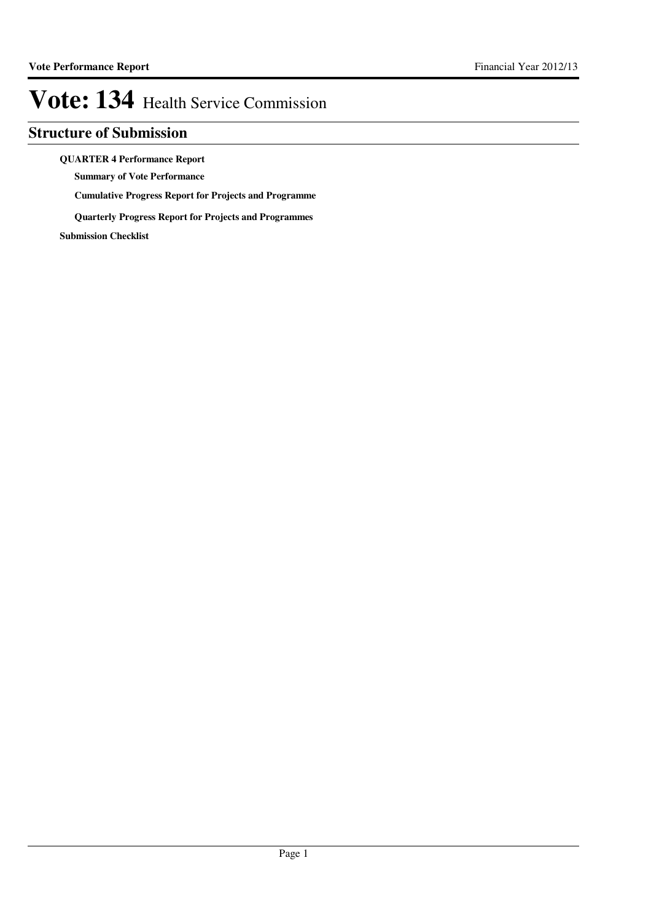# Vote: 134 Health Service Commission

## Structure of Submission

**QUARTER 4 Performance Report**

- **Summary of Vote Performance**
- **Cumulative Progress Report for Projects and Programme**
- **Quarterly Progress Report for Projects and Programmes**

**Submission Checklist**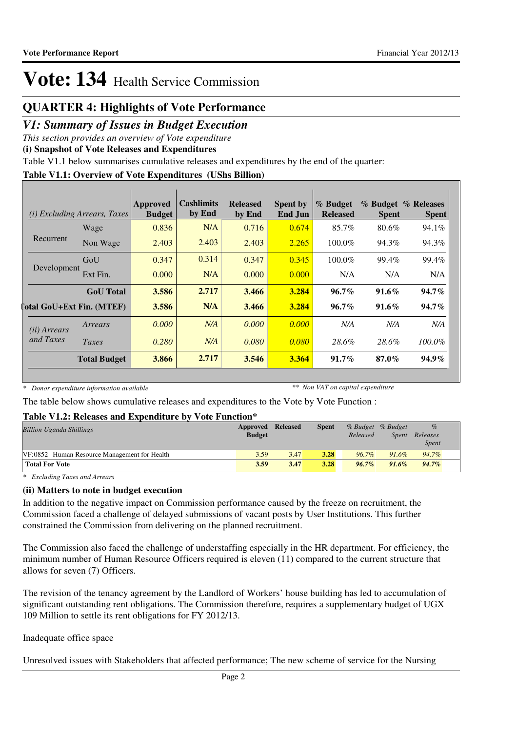# Vote: 134 Health Service Commission

## QUARTER 4: Highlights of Vote Performance

## *V1: Summary of Issues in Budget Execution*

*This section provides an overview of Vote expenditure*

**(i) Snapshot of Vote Releases and Expenditures**

Table V1.1 below summarises cumulative releases and expenditures by the end of the quarter:

**Table V1.1: Overview of Vote Expenditures (UShs Billion)**

| *(i) Excluding Arrears, Taxes* | | Approved Budget | Cashlimits by End | Released by End | Spent by End Jun | % Budget Released | % Budget Spent | % Releases Spent |
|---|---|---|---|---|---|---|---|---|
| Recurrent | Wage | 0.836 | N/A | 0.716 | 0.674 | 85.7% | 80.6% | 94.1% |
| | Non Wage | 2.403 | 2.403 | 2.403 | 2.265 | 100.0% | 94.3% | 94.3% |
| Development | GoU | 0.347 | 0.314 | 0.347 | 0.345 | 100.0% | 99.4% | 99.4% |
| | Ext Fin. | 0.000 | N/A | 0.000 | 0.000 | N/A | N/A | N/A |
| | **GoU Total** | **3.586** | **2.717** | **3.466** | **3.284** | **96.7%** | **91.6%** | **94.7%** |
| **Total GoU+Ext Fin. (MTEF)** | | **3.586** | **N/A** | **3.466** | **3.284** | **96.7%** | **91.6%** | **94.7%** |
| *(ii) Arrears and Taxes* | *Arrears* | *0.000* | *N/A* | *0.000* | *0.000* | *N/A* | *N/A* | *N/A* |
| | *Taxes* | *0.280* | *N/A* | *0.080* | *0.080* | *28.6%* | *28.6%* | *100.0%* |
| | **Total Budget** | **3.866** | **2.717** | **3.546** | **3.364** | **91.7%** | **87.0%** | **94.9%** |

*\* Donor expenditure information available* *\*\* Non VAT on capital expenditure*

The table below shows cumulative releases and expenditures to the Vote by Vote Function :

**Table V1.2: Releases and Expenditure by Vote Function\***

| *Billion Uganda Shillings* | Approved Budget | Released | Spent | *% Budget Released* | *% Budget Spent* | *% Releases Spent* |
|---|---|---|---|---|---|---|
| VF:0852 Human Resource Management for Health | 3.59 | 3.47 | 3.28 | 96.7% | 91.6% | 94.7% |
| **Total For Vote** | **3.59** | **3.47** | **3.28** | ***96.7%*** | ***91.6%*** | ***94.7%*** |

*\* Excluding Taxes and Arrears*

**(ii) Matters to note in budget execution**

In addition to the negative impact on Commission performance caused by the freeze on recruitment, the Commission faced a challenge of delayed submissions of vacant posts by User Institutions. This further constrained the Commission from delivering on the planned recruitment.

The Commission also faced the challenge of understaffing especially in the HR department. For efficiency, the minimum number of Human Resource Officers required is eleven (11) compared to the current structure that allows for seven (7) Officers.

The revision of the tenancy agreement by the Landlord of Workers' house building has led to accumulation of significant outstanding rent obligations. The Commission therefore, requires a supplementary budget of UGX 109 Million to settle its rent obligations for FY 2012/13.

Inadequate office space

Unresolved issues with Stakeholders that affected performance; The new scheme of service for the Nursing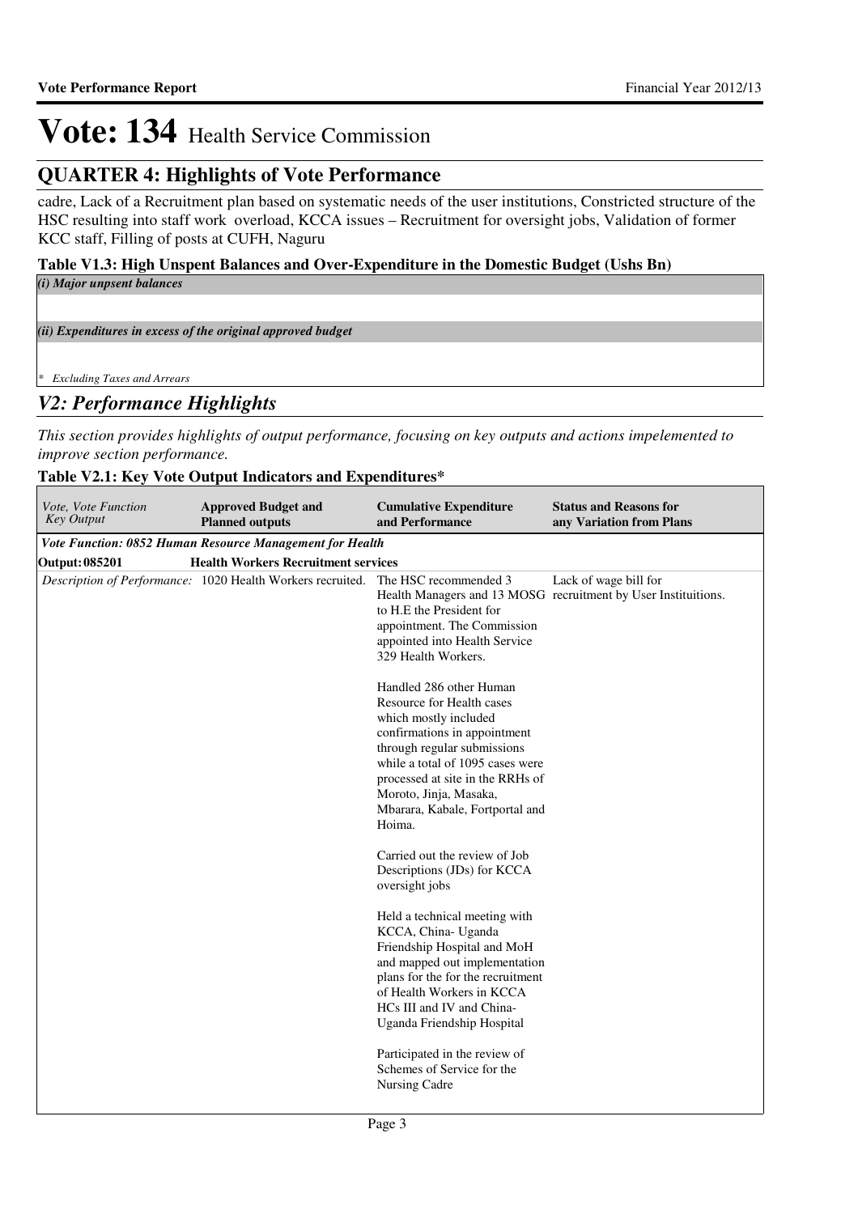# Vote: 134 Health Service Commission

## QUARTER 4: Highlights of Vote Performance

cadre, Lack of a Recruitment plan based on systematic needs of the user institutions, Constricted structure of the HSC resulting into staff work overload, KCCA issues – Recruitment for oversight jobs, Validation of former KCC staff, Filling of posts at CUFH, Naguru

**Table V1.3: High Unspent Balances and Over-Expenditure in the Domestic Budget (Ushs Bn)**

| |
|---|
| *(i) Major unpsent balances* |
| |
| *(ii) Expenditures in excess of the original approved budget* |
| |
| *\* Excluding Taxes and Arrears* |

## *V2: Performance Highlights*

*This section provides highlights of output performance, focusing on key outputs and actions impelemented to improve section performance.*

**Table V2.1: Key Vote Output Indicators and Expenditures\***

| *Vote, Vote Function Key Output* | **Approved Budget and Planned outputs** | **Cumulative Expenditure and Performance** | **Status and Reasons for any Variation from Plans** |
|---|---|---|---|
| ***Vote Function: 0852 Human Resource Management for Health*** | | | |
| **Output: 085201** | **Health Workers Recruitment services** | | |
| *Description of Performance:* | 1020 Health Workers recruited. | The HSC recommended 3 Health Managers and 13 MOSG to H.E the President for appointment. The Commission appointed into Health Service 329 Health Workers.<br><br>Handled 286 other Human Resource for Health cases which mostly included confirmations in appointment through regular submissions while a total of 1095 cases were processed at site in the RRHs of Moroto, Jinja, Masaka, Mbarara, Kabale, Fortportal and Hoima.<br><br>Carried out the review of Job Descriptions (JDs) for KCCA oversight jobs<br><br>Held a technical meeting with KCCA, China- Uganda Friendship Hospital and MoH and mapped out implementation plans for the for the recruitment of Health Workers in KCCA HCs III and IV and China-Uganda Friendship Hospital<br><br>Participated in the review of Schemes of Service for the Nursing Cadre | Lack of wage bill for recruitment by User Instituitions. |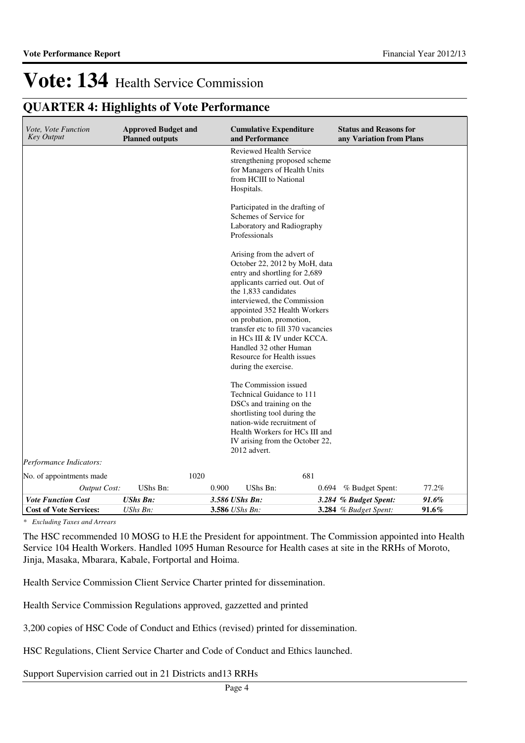# Vote: 134 Health Service Commission

## QUARTER 4: Highlights of Vote Performance

| *Vote, Vote Function Key Output* | **Approved Budget and Planned outputs** | | **Cumulative Expenditure and Performance** | | **Status and Reasons for any Variation from Plans** | |
|---|---|---|---|---|---|---|
| | | | Reviewed Health Service strengthening proposed scheme for Managers of Health Units from HCIII to National Hospitals.<br><br>Participated in the drafting of Schemes of Service for Laboratory and Radiography Professionals<br><br>Arising from the advert of October 22, 2012 by MoH, data entry and shortling for 2,689 applicants carried out. Out of the 1,833 candidates interviewed, the Commission appointed 352 Health Workers on probation, promotion, transfer etc to fill 370 vacancies in HCs III & IV under KCCA. Handled 32 other Human Resource for Health issues during the exercise.<br><br>The Commission issued Technical Guidance to 111 DSCs and training on the shortlisting tool during the nation-wide recruitment of Health Workers for HCs III and IV arising from the October 22, 2012 advert. | | | |
| *Performance Indicators:* | | | | | | |
| No. of appointments made | | 1020 | | 681 | | |
| *Output Cost:* | UShs Bn: | 0.900 | UShs Bn: | 0.694 | % Budget Spent: | 77.2% |
| ***Vote Function Cost*** | ***UShs Bn:*** | ***3.586*** | ***UShs Bn:*** | ***3.284*** | ***% Budget Spent:*** | ***91.6%*** |
| **Cost of Vote Services:** | *UShs Bn:* | **3.586** | *UShs Bn:* | **3.284** | *% Budget Spent:* | **91.6%** |

*\* Excluding Taxes and Arrears*

The HSC recommended 10 MOSG to H.E the President for appointment. The Commission appointed into Health Service 104 Health Workers. Handled 1095 Human Resource for Health cases at site in the RRHs of Moroto, Jinja, Masaka, Mbarara, Kabale, Fortportal and Hoima.

Health Service Commission Client Service Charter printed for dissemination.

Health Service Commission Regulations approved, gazzetted and printed

3,200 copies of HSC Code of Conduct and Ethics (revised) printed for dissemination.

HSC Regulations, Client Service Charter and Code of Conduct and Ethics launched.

Support Supervision carried out in 21 Districts and13 RRHs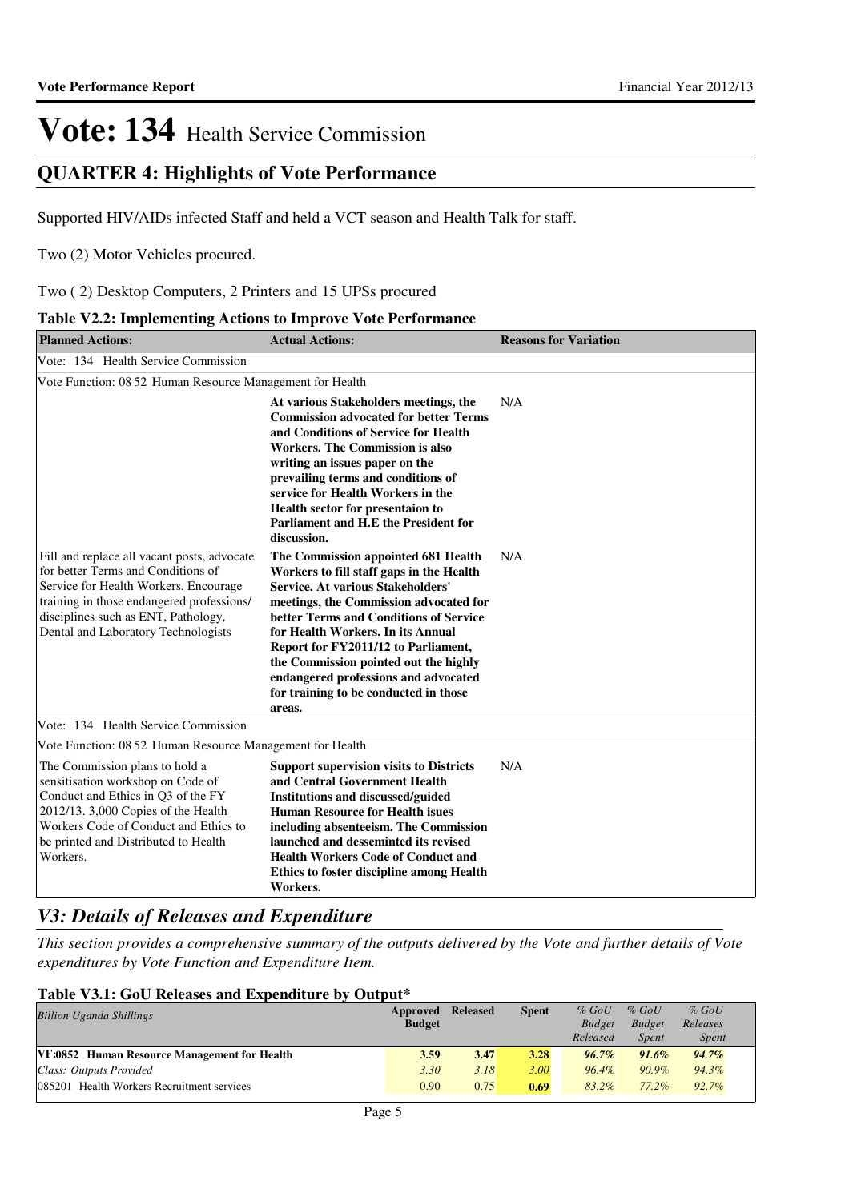# Vote: 134 Health Service Commission

## QUARTER 4: Highlights of Vote Performance

Supported HIV/AIDs infected Staff and held a VCT season and Health Talk for staff.

Two (2) Motor Vehicles procured.

Two ( 2) Desktop Computers, 2 Printers and 15 UPSs procured

**Table V2.2: Implementing Actions to Improve Vote Performance**

| Planned Actions: | Actual Actions: | Reasons for Variation |
|---|---|---|
| Vote: 134 Health Service Commission | | |
| Vote Function: 08 52 Human Resource Management for Health | | |
| | **At various Stakeholders meetings, the Commission advocated for better Terms and Conditions of Service for Health Workers. The Commission is also writing an issues paper on the prevailing terms and conditions of service for Health Workers in the Health sector for presentaion to Parliament and H.E the President for discussion.** | N/A |
| Fill and replace all vacant posts, advocate for better Terms and Conditions of Service for Health Workers. Encourage training in those endangered professions/ disciplines such as ENT, Pathology, Dental and Laboratory Technologists | **The Commission appointed 681 Health Workers to fill staff gaps in the Health Service. At various Stakeholders' meetings, the Commission advocated for better Terms and Conditions of Service for Health Workers. In its Annual Report for FY2011/12 to Parliament, the Commission pointed out the highly endangered professions and advocated for training to be conducted in those areas.** | N/A |
| Vote: 134 Health Service Commission | | |
| Vote Function: 08 52 Human Resource Management for Health | | |
| The Commission plans to hold a sensitisation workshop on Code of Conduct and Ethics in Q3 of the FY 2012/13. 3,000 Copies of the Health Workers Code of Conduct and Ethics to be printed and Distributed to Health Workers. | **Support supervision visits to Districts and Central Government Health Institutions and discussed/guided Human Resource for Health isues including absenteeism. The Commission launched and desseminted its revised Health Workers Code of Conduct and Ethics to foster discipline among Health Workers.** | N/A |

## *V3: Details of Releases and Expenditure*

*This section provides a comprehensive summary of the outputs delivered by the Vote and further details of Vote expenditures by Vote Function and Expenditure Item.*

**Table V3.1: GoU Releases and Expenditure by Output***

| *Billion Uganda Shillings* | Approved Budget | Released | Spent | *% GoU Budget Released* | *% GoU Budget Spent* | *% GoU Releases Spent* |
|---|---|---|---|---|---|---|
| **VF:0852 Human Resource Management for Health** | **3.59** | **3.47** | **3.28** | ***96.7%*** | ***91.6%*** | ***94.7%*** |
| *Class: Outputs Provided* | *3.30* | *3.18* | *3.00* | *96.4%* | *90.9%* | *94.3%* |
| 085201 Health Workers Recruitment services | 0.90 | 0.75 | **0.69** | *83.2%* | *77.2%* | *92.7%* |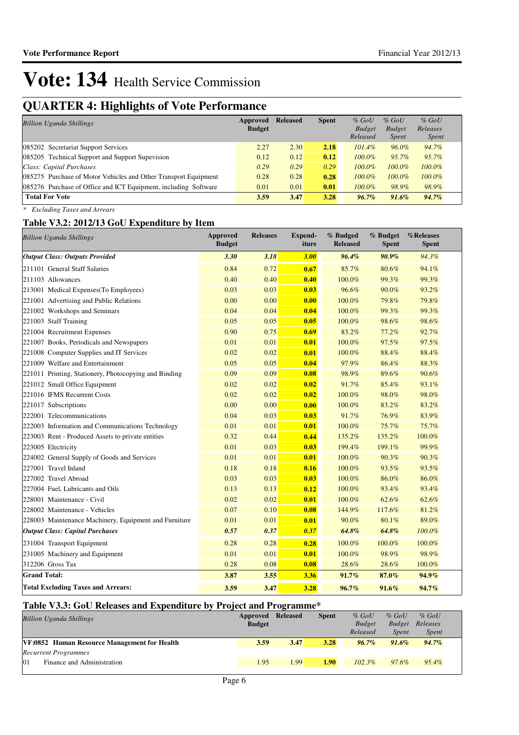# Vote: 134 Health Service Commission

## QUARTER 4: Highlights of Vote Performance

| *Billion Uganda Shillings* | Approved Budget | Released | Spent | *% GoU Budget Released* | *% GoU Budget Spent* | *% GoU Releases Spent* |
|---|---|---|---|---|---|---|
| 085202 Secretariat Support Services | 2.27 | 2.30 | **2.18** | *101.4%* | *96.0%* | *94.7%* |
| 085205 Technical Support and Support Supevision | 0.12 | 0.12 | **0.12** | *100.0%* | *95.7%* | *95.7%* |
| *Class: Capital Purchases* | *0.29* | *0.29* | *0.29* | *100.0%* | *100.0%* | *100.0%* |
| 085275 Purchase of Motor Vehicles and Other Transport Equipment | 0.28 | 0.28 | **0.28** | *100.0%* | *100.0%* | *100.0%* |
| 085276 Purchase of Office and ICT Equipment, including Software | 0.01 | 0.01 | **0.01** | *100.0%* | *98.9%* | *98.9%* |
| **Total For Vote** | **3.59** | **3.47** | **3.28** | ***96.7%*** | ***91.6%*** | ***94.7%*** |

*\* Excluding Taxes and Arrears*

### Table V3.2: 2012/13 GoU Expenditure by Item

| *Billion Uganda Shillings* | Approved Budget | Releases | Expend-iture | % Budged Released | % Budget Spent | %Releases Spent |
|---|---|---|---|---|---|---|
| ***Output Class: Outputs Provided*** | ***3.30*** | ***3.18*** | ***3.00*** | ***96.4%*** | ***90.9%*** | *94.3%* |
| 211101 General Staff Salaries | 0.84 | 0.72 | **0.67** | 85.7% | 80.6% | 94.1% |
| 211103 Allowances | 0.40 | 0.40 | **0.40** | 100.0% | 99.3% | 99.3% |
| 213001 Medical Expenses(To Employees) | 0.03 | 0.03 | **0.03** | 96.6% | 90.0% | 93.2% |
| 221001 Advertising and Public Relations | 0.00 | 0.00 | **0.00** | 100.0% | 79.8% | 79.8% |
| 221002 Workshops and Seminars | 0.04 | 0.04 | **0.04** | 100.0% | 99.3% | 99.3% |
| 221003 Staff Training | 0.05 | 0.05 | **0.05** | 100.0% | 98.6% | 98.6% |
| 221004 Recruitment Expenses | 0.90 | 0.75 | **0.69** | 83.2% | 77.2% | 92.7% |
| 221007 Books, Periodicals and Newspapers | 0.01 | 0.01 | **0.01** | 100.0% | 97.5% | 97.5% |
| 221008 Computer Supplies and IT Services | 0.02 | 0.02 | **0.01** | 100.0% | 88.4% | 88.4% |
| 221009 Welfare and Entertainment | 0.05 | 0.05 | **0.04** | 97.9% | 86.4% | 88.3% |
| 221011 Printing, Stationery, Photocopying and Binding | 0.09 | 0.09 | **0.08** | 98.9% | 89.6% | 90.6% |
| 221012 Small Office Equipment | 0.02 | 0.02 | **0.02** | 91.7% | 85.4% | 93.1% |
| 221016 IFMS Recurrent Costs | 0.02 | 0.02 | **0.02** | 100.0% | 98.0% | 98.0% |
| 221017 Subscriptions | 0.00 | 0.00 | **0.00** | 100.0% | 83.2% | 83.2% |
| 222001 Telecommunications | 0.04 | 0.03 | **0.03** | 91.7% | 76.9% | 83.9% |
| 222003 Information and Communications Technology | 0.01 | 0.01 | **0.01** | 100.0% | 75.7% | 75.7% |
| 223003 Rent - Produced Assets to private entities | 0.32 | 0.44 | **0.44** | 135.2% | 135.2% | 100.0% |
| 223005 Electricity | 0.01 | 0.03 | **0.03** | 199.4% | 199.1% | 99.9% |
| 224002 General Supply of Goods and Services | 0.01 | 0.01 | **0.01** | 100.0% | 90.3% | 90.3% |
| 227001 Travel Inland | 0.18 | 0.18 | **0.16** | 100.0% | 93.5% | 93.5% |
| 227002 Travel Abroad | 0.03 | 0.03 | **0.03** | 100.0% | 86.0% | 86.0% |
| 227004 Fuel, Lubricants and Oils | 0.13 | 0.13 | **0.12** | 100.0% | 93.4% | 93.4% |
| 228001 Maintenance - Civil | 0.02 | 0.02 | **0.01** | 100.0% | 62.6% | 62.6% |
| 228002 Maintenance - Vehicles | 0.07 | 0.10 | **0.08** | 144.9% | 117.6% | 81.2% |
| 228003 Maintenance Machinery, Equipment and Furniture | 0.01 | 0.01 | **0.01** | 90.0% | 80.1% | 89.0% |
| ***Output Class: Capital Purchases*** | ***0.57*** | ***0.37*** | ***0.37*** | ***64.8%*** | ***64.8%*** | *100.0%* |
| 231004 Transport Equipment | 0.28 | 0.28 | **0.28** | 100.0% | 100.0% | 100.0% |
| 231005 Machinery and Equipment | 0.01 | 0.01 | **0.01** | 100.0% | 98.9% | 98.9% |
| 312206 Gross Tax | 0.28 | 0.08 | **0.08** | 28.6% | 28.6% | 100.0% |
| **Grand Total:** | **3.87** | **3.55** | **3.36** | **91.7%** | **87.0%** | **94.9%** |
| **Total Excluding Taxes and Arrears:** | **3.59** | **3.47** | **3.28** | **96.7%** | **91.6%** | **94.7%** |

### Table V3.3: GoU Releases and Expenditure by Project and Programme*

| *Billion Uganda Shillings* | Approved Budget | Released | Spent | *% GoU Budget Released* | *% GoU Budget Spent* | *% GoU Releases Spent* |
|---|---|---|---|---|---|---|
| **VF:0852 Human Resource Management for Health** | **3.59** | **3.47** | **3.28** | ***96.7%*** | ***91.6%*** | ***94.7%*** |
| *Recurrent Programmes* | | | | | | |
| 01 Finance and Administration | 1.95 | 1.99 | **1.90** | *102.3%* | *97.6%* | *95.4%* |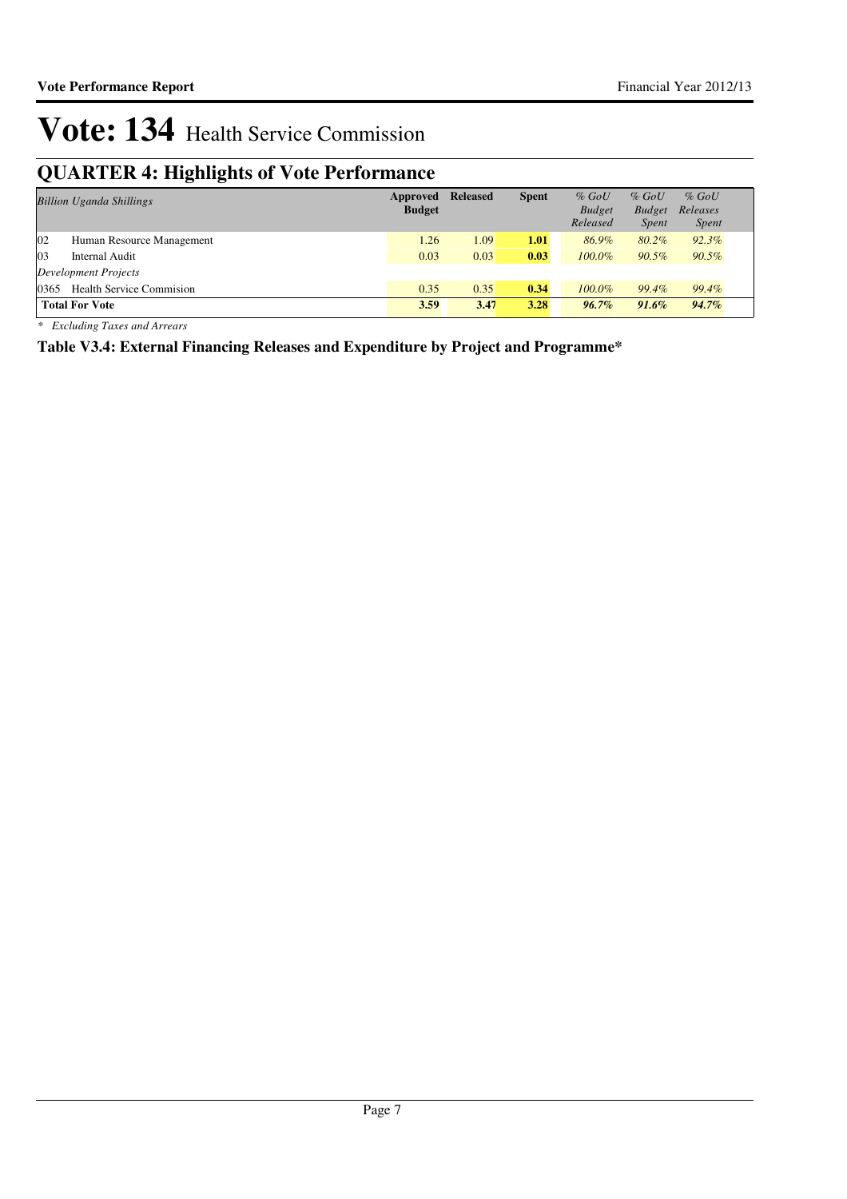# Vote: 134 Health Service Commission

## QUARTER 4: Highlights of Vote Performance

| *Billion Uganda Shillings* | Approved Budget | Released | Spent | *% GoU Budget Released* | *% GoU Budget Spent* | *% GoU Releases Spent* |
|---|---|---|---|---|---|---|
| 02 Human Resource Management | 1.26 | 1.09 | **1.01** | *86.9%* | *80.2%* | *92.3%* |
| 03 Internal Audit | 0.03 | 0.03 | **0.03** | *100.0%* | *90.5%* | *90.5%* |
| *Development Projects* | | | | | | |
| 0365 Health Service Commision | 0.35 | 0.35 | **0.34** | *100.0%* | *99.4%* | *99.4%* |
| **Total For Vote** | **3.59** | **3.47** | **3.28** | ***96.7%*** | ***91.6%*** | ***94.7%*** |

*\* Excluding Taxes and Arrears*

**Table V3.4: External Financing Releases and Expenditure by Project and Programme\***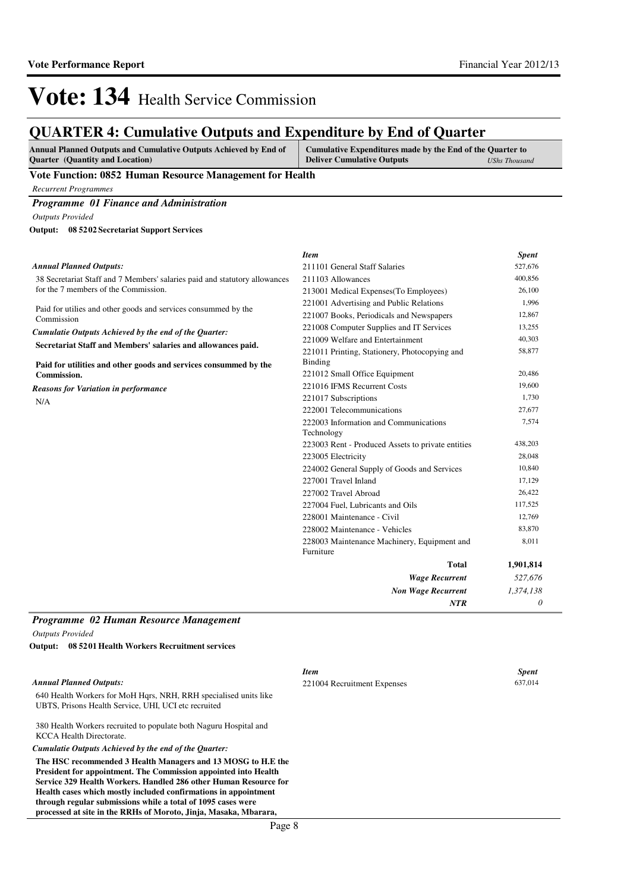# Vote: 134 Health Service Commission

## QUARTER 4: Cumulative Outputs and Expenditure by End of Quarter

| Annual Planned Outputs and Cumulative Outputs Achieved by End of Quarter (Quantity and Location) | Cumulative Expenditures made by the End of the Quarter to Deliver Cumulative Outputs *UShs Thousand* |
|---|---|

### Vote Function: 0852 Human Resource Management for Health

*Recurrent Programmes*

### *Programme 01 Finance and Administration*

*Outputs Provided*

**Output: 08 5202 Secretariat Support Services**

*Annual Planned Outputs:*

38 Secretariat Staff and 7 Members' salaries paid and statutory allowances for the 7 members of the Commission.

Paid for utilies and other goods and services consummed by the Commission

*Cumulatie Outputs Achieved by the end of the Quarter:*

**Secretariat Staff and Members' salaries and allowances paid.**

**Paid for utilities and other goods and services consummed by the Commission.**

*Reasons for Variation in performance*

N/A

| *Item* | *Spent* |
|---|---|
| 211101 General Staff Salaries | 527,676 |
| 211103 Allowances | 400,856 |
| 213001 Medical Expenses(To Employees) | 26,100 |
| 221001 Advertising and Public Relations | 1,996 |
| 221007 Books, Periodicals and Newspapers | 12,867 |
| 221008 Computer Supplies and IT Services | 13,255 |
| 221009 Welfare and Entertainment | 40,303 |
| 221011 Printing, Stationery, Photocopying and Binding | 58,877 |
| 221012 Small Office Equipment | 20,486 |
| 221016 IFMS Recurrent Costs | 19,600 |
| 221017 Subscriptions | 1,730 |
| 222001 Telecommunications | 27,677 |
| 222003 Information and Communications Technology | 7,574 |
| 223003 Rent - Produced Assets to private entities | 438,203 |
| 223005 Electricity | 28,048 |
| 224002 General Supply of Goods and Services | 10,840 |
| 227001 Travel Inland | 17,129 |
| 227002 Travel Abroad | 26,422 |
| 227004 Fuel, Lubricants and Oils | 117,525 |
| 228001 Maintenance - Civil | 12,769 |
| 228002 Maintenance - Vehicles | 83,870 |
| 228003 Maintenance Machinery, Equipment and Furniture | 8,011 |
| **Total** | **1,901,814** |
| ***Wage Recurrent*** | *527,676* |
| ***Non Wage Recurrent*** | *1,374,138* |
| ***NTR*** | *0* |

### *Programme 02 Human Resource Management*

*Outputs Provided*

**Output: 08 5201 Health Workers Recruitment services**

*Annual Planned Outputs:*

640 Health Workers for MoH Hqrs, NRH, RRH specialised units like UBTS, Prisons Health Service, UHI, UCI etc recruited

380 Health Workers recruited to populate both Naguru Hospital and KCCA Health Directorate.

*Cumulatie Outputs Achieved by the end of the Quarter:*

**The HSC recommended 3 Health Managers and 13 MOSG to H.E the President for appointment. The Commission appointed into Health Service 329 Health Workers. Handled 286 other Human Resource for Health cases which mostly included confirmations in appointment through regular submissions while a total of 1095 cases were processed at site in the RRHs of Moroto, Jinja, Masaka, Mbarara,**

| *Item* | *Spent* |
|---|---|
| 221004 Recruitment Expenses | 637,014 |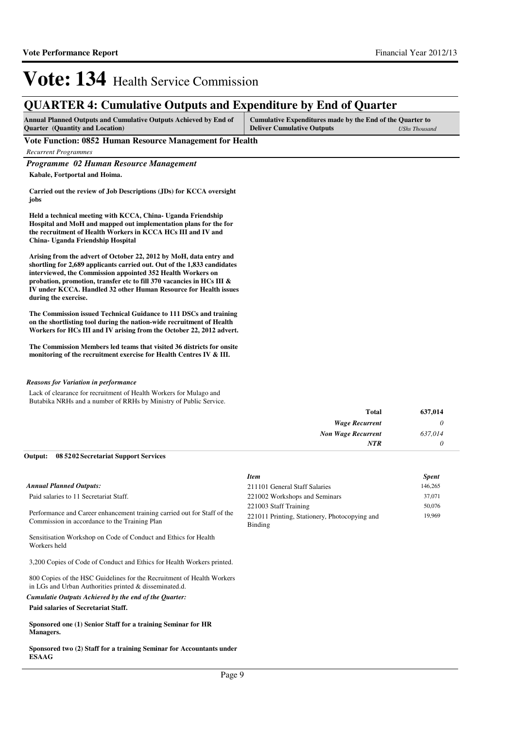# Vote: 134 Health Service Commission

## QUARTER 4: Cumulative Outputs and Expenditure by End of Quarter

| Annual Planned Outputs and Cumulative Outputs Achieved by End of Quarter (Quantity and Location) | Cumulative Expenditures made by the End of the Quarter to Deliver Cumulative Outputs *UShs Thousand* |
|---|---|

### Vote Function: 0852 Human Resource Management for Health

*Recurrent Programmes*

### *Programme 02 Human Resource Management*

**Kabale, Fortportal and Hoima.**

**Carried out the review of Job Descriptions (JDs) for KCCA oversight jobs**

**Held a technical meeting with KCCA, China- Uganda Friendship Hospital and MoH and mapped out implementation plans for the for the recruitment of Health Workers in KCCA HCs III and IV and China- Uganda Friendship Hospital**

**Arising from the advert of October 22, 2012 by MoH, data entry and shortling for 2,689 applicants carried out. Out of the 1,833 candidates interviewed, the Commission appointed 352 Health Workers on probation, promotion, transfer etc to fill 370 vacancies in HCs III & IV under KCCA. Handled 32 other Human Resource for Health issues during the exercise.**

**The Commission issued Technical Guidance to 111 DSCs and training on the shortlisting tool during the nation-wide recruitment of Health Workers for HCs III and IV arising from the October 22, 2012 advert.**

**The Commission Members led teams that visited 36 districts for onsite monitoring of the recruitment exercise for Health Centres IV & III.**

*Reasons for Variation in performance*

Lack of clearance for recruitment of Health Workers for Mulago and Butabika NRHs and a number of RRHs by Ministry of Public Service.

| | |
|---|---|
| **Total** | **637,014** |
| ***Wage Recurrent*** | *0* |
| ***Non Wage Recurrent*** | *637,014* |
| ***NTR*** | *0* |

**Output: 08 52 02 Secretariat Support Services**

*Annual Planned Outputs:*

Paid salaries to 11 Secretariat Staff.

Performance and Career enhancement training carried out for Staff of the Commission in accordance to the Training Plan

Sensitisation Workshop on Code of Conduct and Ethics for Health Workers held

3,200 Copies of Code of Conduct and Ethics for Health Workers printed.

800 Copies of the HSC Guidelines for the Recruitment of Health Workers in LGs and Urban Authorities printed & disseminated.d.

*Cumulatie Outputs Achieved by the end of the Quarter:*

**Paid salaries of Secretariat Staff.**

**Sponsored one (1) Senior Staff for a training Seminar for HR Managers.**

**Sponsored two (2) Staff for a training Seminar for Accountants under ESAAG**

| *Item* | *Spent* |
|---|---|
| 211101 General Staff Salaries | 146,265 |
| 221002 Workshops and Seminars | 37,071 |
| 221003 Staff Training | 50,076 |
| 221011 Printing, Stationery, Photocopying and Binding | 19,969 |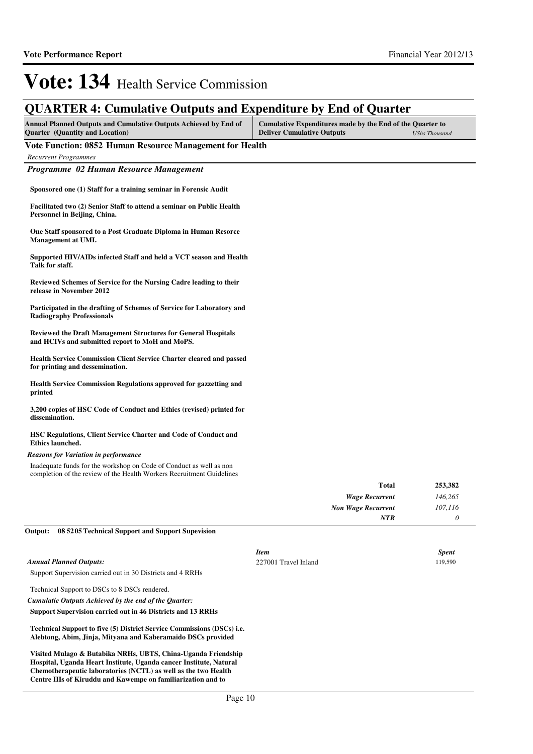# Vote: 134 Health Service Commission

## QUARTER 4: Cumulative Outputs and Expenditure by End of Quarter

| Annual Planned Outputs and Cumulative Outputs Achieved by End of Quarter (Quantity and Location) | Cumulative Expenditures made by the End of the Quarter to Deliver Cumulative Outputs | *UShs Thousand* |
|---|---|---|

**Vote Function: 0852 Human Resource Management for Health**

*Recurrent Programmes*

***Programme 02 Human Resource Management***

**Sponsored one (1) Staff for a training seminar in Forensic Audit**

**Facilitated two (2) Senior Staff to attend a seminar on Public Health Personnel in Beijing, China.**

**One Staff sponsored to a Post Graduate Diploma in Human Resorce Management at UMI.**

**Supported HIV/AIDs infected Staff and held a VCT season and Health Talk for staff.**

**Reviewed Schemes of Service for the Nursing Cadre leading to their release in November 2012**

**Participated in the drafting of Schemes of Service for Laboratory and Radiography Professionals**

**Reviewed the Draft Management Structures for General Hospitals and HCIVs and submitted report to MoH and MoPS.**

**Health Service Commission Client Service Charter cleared and passed for printing and dessemination.**

**Health Service Commission Regulations approved for gazzetting and printed**

**3,200 copies of HSC Code of Conduct and Ethics (revised) printed for dissemination.**

**HSC Regulations, Client Service Charter and Code of Conduct and Ethics launched.**

***Reasons for Variation in performance***

Inadequate funds for the workshop on Code of Conduct as well as non completion of the review of the Health Workers Recruitment Guidelines

| | |
|---|---|
| **Total** | **253,382** |
| *Wage Recurrent* | *146,265* |
| *Non Wage Recurrent* | *107,116* |
| *NTR* | *0* |

**Output: 08 5205 Technical Support and Support Supevision**

*Annual Planned Outputs:*

Support Supervision carried out in 30 Districts and 4 RRHs

Technical Support to DSCs to 8 DSCs rendered.

| *Item* | *Spent* |
|---|---|
| 227001 Travel Inland | 119,590 |

*Cumulatie Outputs Achieved by the end of the Quarter:*

**Support Supervision carried out in 46 Districts and 13 RRHs**

**Technical Support to five (5) District Service Commissions (DSCs) i.e. Alebtong, Abim, Jinja, Mityana and Kaberamaido DSCs provided**

**Visited Mulago & Butabika NRHs, UBTS, China-Uganda Friendship Hospital, Uganda Heart Institute, Uganda cancer Institute, Natural Chemotherapeutic laboratories (NCTL) as well as the two Health Centre IIIs of Kiruddu and Kawempe on familiarization and to**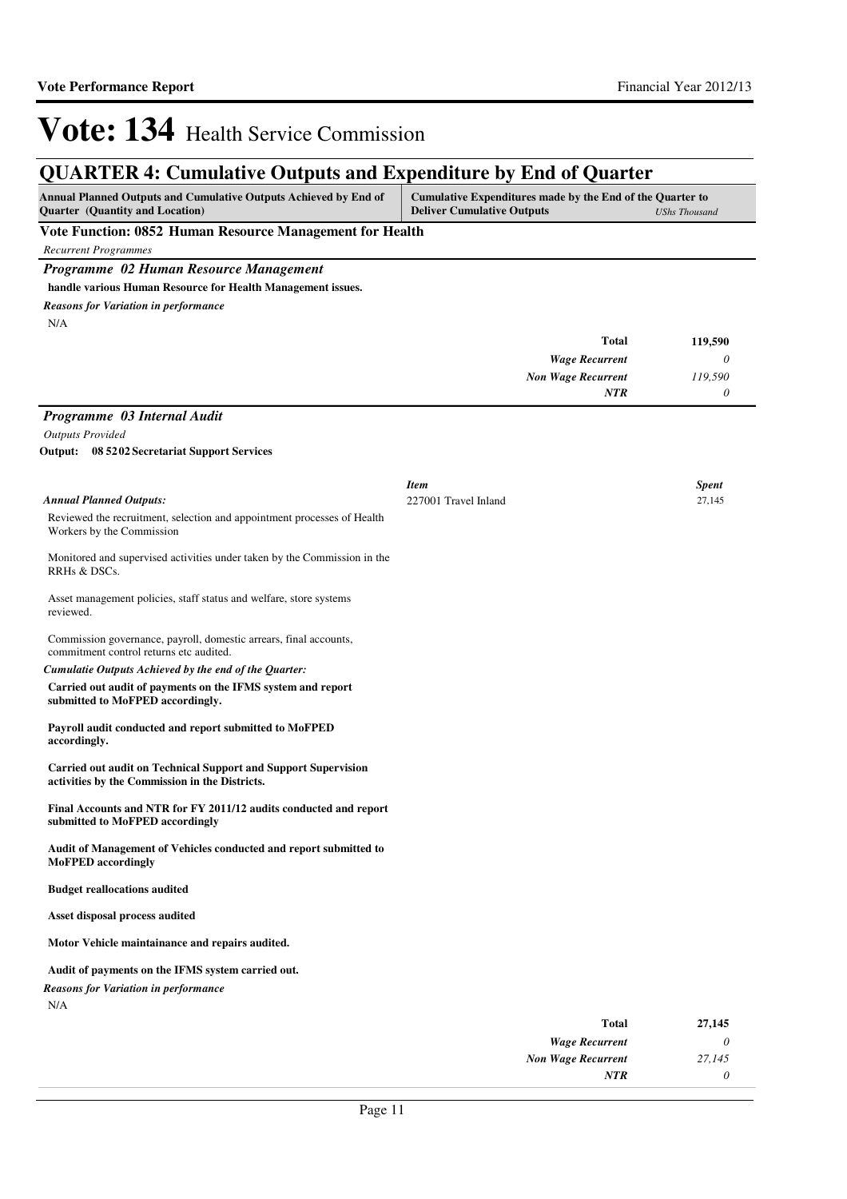# Vote: 134 Health Service Commission

## QUARTER 4: Cumulative Outputs and Expenditure by End of Quarter

| Annual Planned Outputs and Cumulative Outputs Achieved by End of Quarter (Quantity and Location) | Cumulative Expenditures made by the End of the Quarter to Deliver Cumulative Outputs | *UShs Thousand* |
|---|---|---|

### Vote Function: 0852 Human Resource Management for Health

*Recurrent Programmes*

#### *Programme 02 Human Resource Management*

**handle various Human Resource for Health Management issues.**

***Reasons for Variation in performance***

N/A

| | |
|---|---|
| **Total** | **119,590** |
| *Wage Recurrent* | *0* |
| *Non Wage Recurrent* | *119,590* |
| *NTR* | *0* |

#### *Programme 03 Internal Audit*

*Outputs Provided*

**Output: 08 5202 Secretariat Support Services**

***Annual Planned Outputs:***

Reviewed the recruitment, selection and appointment processes of Health Workers by the Commission

Monitored and supervised activities under taken by the Commission in the RRHs & DSCs.

Asset management policies, staff status and welfare, store systems reviewed.

Commission governance, payroll, domestic arrears, final accounts, commitment control returns etc audited.

| *Item* | *Spent* |
|---|---|
| 227001 Travel Inland | 27,145 |

***Cumulatie Outputs Achieved by the end of the Quarter:***

**Carried out audit of payments on the IFMS system and report submitted to MoFPED accordingly.**

**Payroll audit conducted and report submitted to MoFPED accordingly.**

**Carried out audit on Technical Support and Support Supervision activities by the Commission in the Districts.**

**Final Accounts and NTR for FY 2011/12 audits conducted and report submitted to MoFPED accordingly**

**Audit of Management of Vehicles conducted and report submitted to MoFPED accordingly**

**Budget reallocations audited**

**Asset disposal process audited**

**Motor Vehicle maintainance and repairs audited.**

**Audit of payments on the IFMS system carried out.**

***Reasons for Variation in performance***

N/A

| | |
|---|---|
| **Total** | **27,145** |
| *Wage Recurrent* | *0* |
| *Non Wage Recurrent* | *27,145* |
| *NTR* | *0* |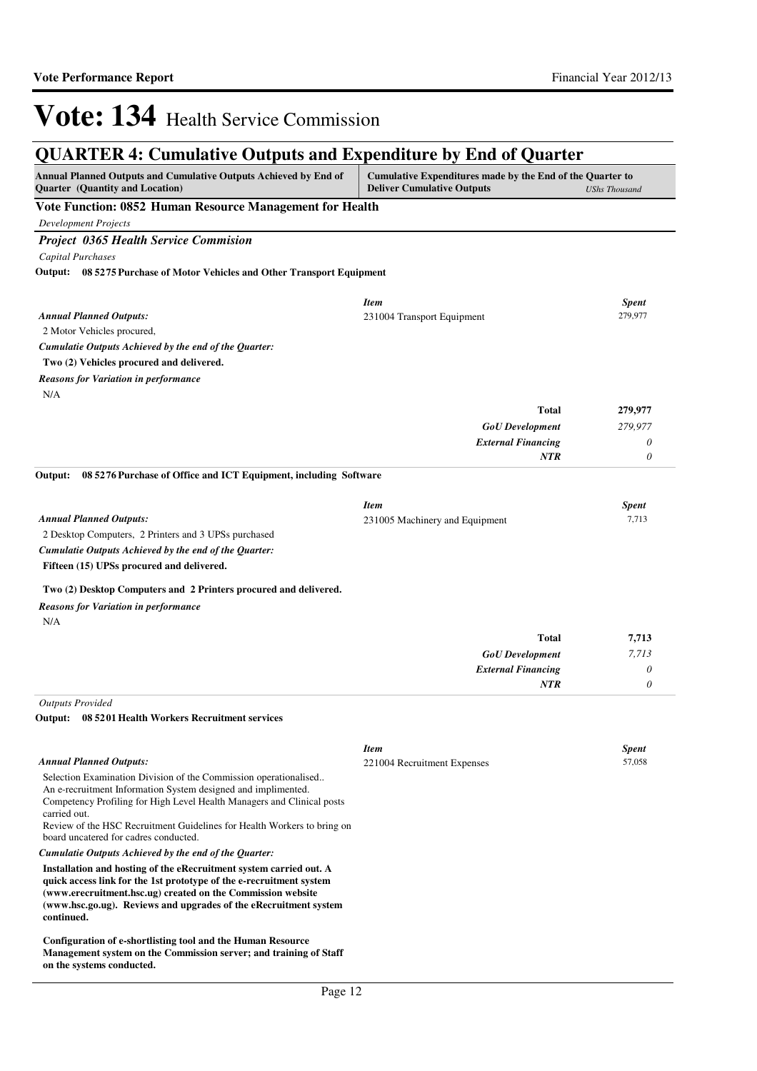# Vote: 134 Health Service Commission

## QUARTER 4: Cumulative Outputs and Expenditure by End of Quarter

| Annual Planned Outputs and Cumulative Outputs Achieved by End of Quarter (Quantity and Location) | Cumulative Expenditures made by the End of the Quarter to Deliver Cumulative Outputs | *UShs Thousand* |
|---|---|---|

### Vote Function: 0852 Human Resource Management for Health

*Development Projects*

#### *Project 0365 Health Service Commision*

*Capital Purchases*

**Output: 08 5275 Purchase of Motor Vehicles and Other Transport Equipment**

*Annual Planned Outputs:*

2 Motor Vehicles procured,

*Cumulatie Outputs Achieved by the end of the Quarter:*

**Two (2) Vehicles procured and delivered.**

*Reasons for Variation in performance*

N/A

| *Item* | *Spent* |
|---|---|
| 231004 Transport Equipment | 279,977 |
| **Total** | **279,977** |
| *GoU Development* | *279,977* |
| *External Financing* | *0* |
| *NTR* | *0* |

**Output: 08 5276 Purchase of Office and ICT Equipment, including Software**

*Annual Planned Outputs:*

2 Desktop Computers, 2 Printers and 3 UPSs purchased

*Cumulatie Outputs Achieved by the end of the Quarter:*

**Fifteen (15) UPSs procured and delivered.**

**Two (2) Desktop Computers and 2 Printers procured and delivered.**

*Reasons for Variation in performance*

N/A

| *Item* | *Spent* |
|---|---|
| 231005 Machinery and Equipment | 7,713 |
| **Total** | **7,713** |
| *GoU Development* | *7,713* |
| *External Financing* | *0* |
| *NTR* | *0* |

*Outputs Provided*

**Output: 08 5201 Health Workers Recruitment services**

*Annual Planned Outputs:*

Selection Examination Division of the Commission operationalised..
An e-recruitment Information System designed and implimented.
Competency Profiling for High Level Health Managers and Clinical posts carried out.
Review of the HSC Recruitment Guidelines for Health Workers to bring on board uncatered for cadres conducted.

*Cumulatie Outputs Achieved by the end of the Quarter:*

**Installation and hosting of the eRecruitment system carried out. A quick access link for the 1st prototype of the e-recruitment system (www.erecruitment.hsc.ug) created on the Commission website (www.hsc.go.ug). Reviews and upgrades of the eRecruitment system continued.**

**Configuration of e-shortlisting tool and the Human Resource Management system on the Commission server; and training of Staff on the systems conducted.**

| *Item* | *Spent* |
|---|---|
| 221004 Recruitment Expenses | 57,058 |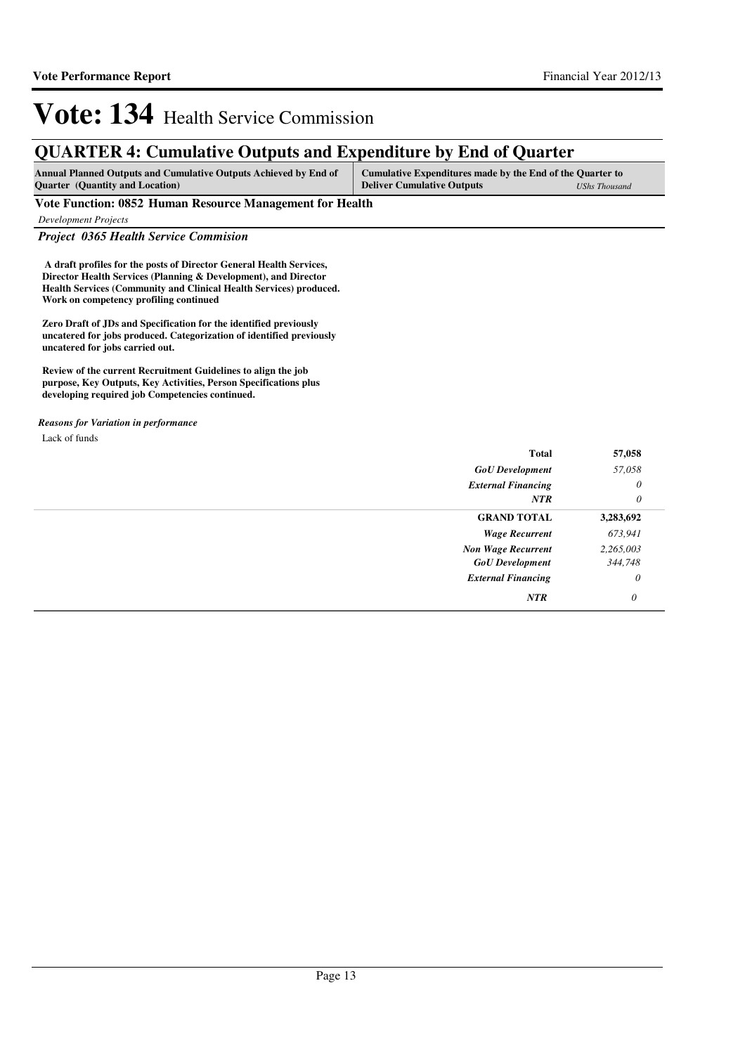# Vote: 134 Health Service Commission

## QUARTER 4: Cumulative Outputs and Expenditure by End of Quarter

| Annual Planned Outputs and Cumulative Outputs Achieved by End of Quarter (Quantity and Location) | Cumulative Expenditures made by the End of the Quarter to Deliver Cumulative Outputs | *UShs Thousand* |
|---|---|---|

**Vote Function: 0852 Human Resource Management for Health**

*Development Projects*

***Project 0365 Health Service Commision***

**A draft profiles for the posts of Director General Health Services, Director Health Services (Planning & Development), and Director Health Services (Community and Clinical Health Services) produced. Work on competency profiling continued**

**Zero Draft of JDs and Specification for the identified previously uncatered for jobs produced. Categorization of identified previously uncatered for jobs carried out.**

**Review of the current Recruitment Guidelines to align the job purpose, Key Outputs, Key Activities, Person Specifications plus developing required job Competencies continued.**

*Reasons for Variation in performance*

Lack of funds

| | |
|---|---|
| **Total** | **57,058** |
| *GoU Development* | *57,058* |
| *External Financing* | *0* |
| *NTR* | *0* |
| **GRAND TOTAL** | **3,283,692** |
| *Wage Recurrent* | *673,941* |
| *Non Wage Recurrent* | *2,265,003* |
| *GoU Development* | *344,748* |
| *External Financing* | *0* |
| *NTR* | *0* |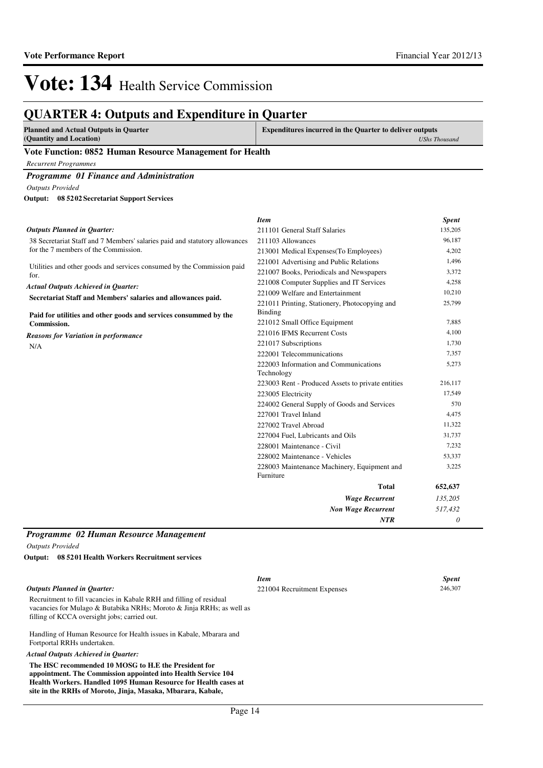# Vote: 134 Health Service Commission

## QUARTER 4: Outputs and Expenditure in Quarter

**Planned and Actual Outputs in Quarter (Quantity and Location)** | **Expenditures incurred in the Quarter to deliver outputs** *UShs Thousand*

### Vote Function: 0852 Human Resource Management for Health

*Recurrent Programmes*

#### *Programme 01 Finance and Administration*

*Outputs Provided*

**Output: 08 5202 Secretariat Support Services**

*Outputs Planned in Quarter:*

38 Secretariat Staff and 7 Members' salaries paid and statutory allowances for the 7 members of the Commission.

Utilities and other goods and services consumed by the Commission paid for.

*Actual Outputs Achieved in Quarter:*

**Secretariat Staff and Members' salaries and allowances paid.**

**Paid for utilities and other goods and services consummed by the Commission.**

*Reasons for Variation in performance*

N/A

| *Item* | *Spent* |
|---|---|
| 211101 General Staff Salaries | 135,205 |
| 211103 Allowances | 96,187 |
| 213001 Medical Expenses(To Employees) | 4,202 |
| 221001 Advertising and Public Relations | 1,496 |
| 221007 Books, Periodicals and Newspapers | 3,372 |
| 221008 Computer Supplies and IT Services | 4,258 |
| 221009 Welfare and Entertainment | 10,210 |
| 221011 Printing, Stationery, Photocopying and Binding | 25,799 |
| 221012 Small Office Equipment | 7,885 |
| 221016 IFMS Recurrent Costs | 4,100 |
| 221017 Subscriptions | 1,730 |
| 222001 Telecommunications | 7,357 |
| 222003 Information and Communications Technology | 5,273 |
| 223003 Rent - Produced Assets to private entities | 216,117 |
| 223005 Electricity | 17,549 |
| 224002 General Supply of Goods and Services | 570 |
| 227001 Travel Inland | 4,475 |
| 227002 Travel Abroad | 11,322 |
| 227004 Fuel, Lubricants and Oils | 31,737 |
| 228001 Maintenance - Civil | 7,232 |
| 228002 Maintenance - Vehicles | 53,337 |
| 228003 Maintenance Machinery, Equipment and Furniture | 3,225 |
| **Total** | **652,637** |
| ***Wage Recurrent*** | *135,205* |
| ***Non Wage Recurrent*** | *517,432* |
| ***NTR*** | *0* |

#### *Programme 02 Human Resource Management*

*Outputs Provided*

**Output: 08 5201 Health Workers Recruitment services**

*Outputs Planned in Quarter:*

Recruitment to fill vacancies in Kabale RRH and filling of residual vacancies for Mulago & Butabika NRHs; Moroto & Jinja RRHs; as well as filling of KCCA oversight jobs; carried out.

Handling of Human Resource for Health issues in Kabale, Mbarara and Fortportal RRHs undertaken.

*Actual Outputs Achieved in Quarter:*

**The HSC recommended 10 MOSG to H.E the President for appointment. The Commission appointed into Health Service 104 Health Workers. Handled 1095 Human Resource for Health cases at site in the RRHs of Moroto, Jinja, Masaka, Mbarara, Kabale,**

| *Item* | *Spent* |
|---|---|
| 221004 Recruitment Expenses | 246,307 |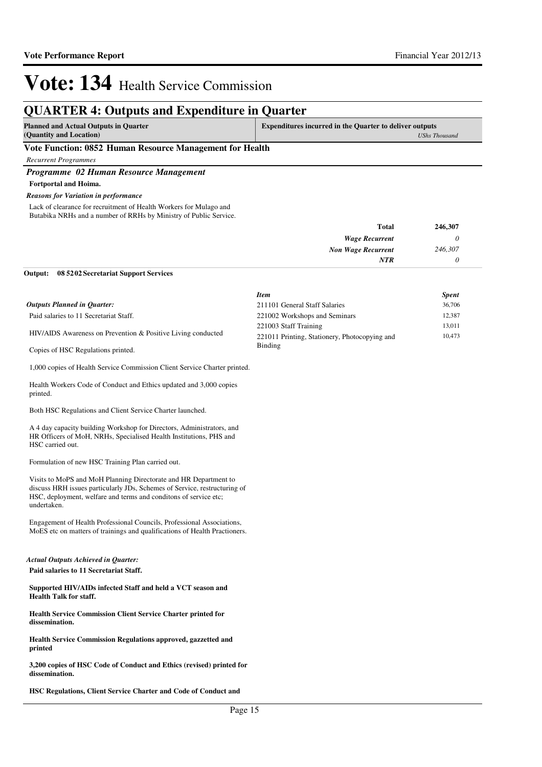# Vote: 134 Health Service Commission

## QUARTER 4: Outputs and Expenditure in Quarter

| Planned and Actual Outputs in Quarter (Quantity and Location) | Expenditures incurred in the Quarter to deliver outputs *UShs Thousand* |
|---|---|

### Vote Function: 0852 Human Resource Management for Health

*Recurrent Programmes*

#### *Programme 02 Human Resource Management*

**Fortportal and Hoima.**

***Reasons for Variation in performance***

Lack of clearance for recruitment of Health Workers for Mulago and Butabika NRHs and a number of RRHs by Ministry of Public Service.

| | |
|---|---|
| **Total** | **246,307** |
| *Wage Recurrent* | *0* |
| *Non Wage Recurrent* | *246,307* |
| *NTR* | *0* |

**Output: 08 5202 Secretariat Support Services**

| *Item* | *Spent* |
|---|---|
| 211101 General Staff Salaries | 36,706 |
| 221002 Workshops and Seminars | 12,387 |
| 221003 Staff Training | 13,011 |
| 221011 Printing, Stationery, Photocopying and Binding | 10,473 |

***Outputs Planned in Quarter:***

Paid salaries to 11 Secretariat Staff.

HIV/AIDS Awareness on Prevention & Positive Living conducted

Copies of HSC Regulations printed.

1,000 copies of Health Service Commission Client Service Charter printed.

Health Workers Code of Conduct and Ethics updated and 3,000 copies printed.

Both HSC Regulations and Client Service Charter launched.

A 4 day capacity building Workshop for Directors, Administrators, and HR Officers of MoH, NRHs, Specialised Health Institutions, PHS and HSC carried out.

Formulation of new HSC Training Plan carried out.

Visits to MoPS and MoH Planning Directorate and HR Department to discuss HRH issues particularly JDs, Schemes of Service, restructuring of HSC, deployment, welfare and terms and conditons of service etc; undertaken.

Engagement of Health Professional Councils, Professional Associations, MoES etc on matters of trainings and qualifications of Health Practioners.

***Actual Outputs Achieved in Quarter:***

**Paid salaries to 11 Secretariat Staff.**

**Supported HIV/AIDs infected Staff and held a VCT season and Health Talk for staff.**

**Health Service Commission Client Service Charter printed for dissemination.**

**Health Service Commission Regulations approved, gazzetted and printed**

**3,200 copies of HSC Code of Conduct and Ethics (revised) printed for dissemination.**

**HSC Regulations, Client Service Charter and Code of Conduct and**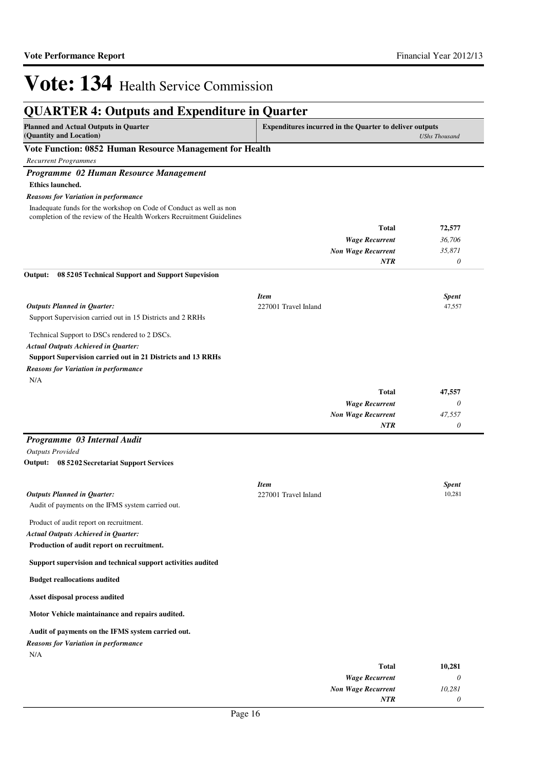# Vote: 134 Health Service Commission

## QUARTER 4: Outputs and Expenditure in Quarter

| Planned and Actual Outputs in Quarter (Quantity and Location) | Expenditures incurred in the Quarter to deliver outputs | *UShs Thousand* |
|---|---|---|

### Vote Function: 0852 Human Resource Management for Health

*Recurrent Programmes*

### *Programme 02 Human Resource Management*

**Ethics launched.**

***Reasons for Variation in performance***

Inadequate funds for the workshop on Code of Conduct as well as non completion of the review of the Health Workers Recruitment Guidelines

| | |
|---|---|
| **Total** | **72,577** |
| *Wage Recurrent* | *36,706* |
| *Non Wage Recurrent* | *35,871* |
| *NTR* | *0* |

**Output: 08 5205 Technical Support and Support Supevision**

***Outputs Planned in Quarter:***

Support Supervision carried out in 15 Districts and 2 RRHs

Technical Support to DSCs rendered to 2 DSCs.

***Actual Outputs Achieved in Quarter:***

**Support Supervision carried out in 21 Districts and 13 RRHs**

***Reasons for Variation in performance***

N/A

| *Item* | *Spent* |
|---|---|
| 227001 Travel Inland | 47,557 |

| | |
|---|---|
| **Total** | **47,557** |
| *Wage Recurrent* | *0* |
| *Non Wage Recurrent* | *47,557* |
| *NTR* | *0* |

### *Programme 03 Internal Audit*

*Outputs Provided*

**Output: 08 5202 Secretariat Support Services**

***Outputs Planned in Quarter:***

Audit of payments on the IFMS system carried out.

Product of audit report on recruitment.

***Actual Outputs Achieved in Quarter:***

**Production of audit report on recruitment.**

**Support supervision and technical support activities audited**

**Budget reallocations audited**

**Asset disposal process audited**

**Motor Vehicle maintainance and repairs audited.**

**Audit of payments on the IFMS system carried out.**

***Reasons for Variation in performance***

N/A

| *Item* | *Spent* |
|---|---|
| 227001 Travel Inland | 10,281 |

| | |
|---|---|
| **Total** | **10,281** |
| *Wage Recurrent* | *0* |
| *Non Wage Recurrent* | *10,281* |
| *NTR* | *0* |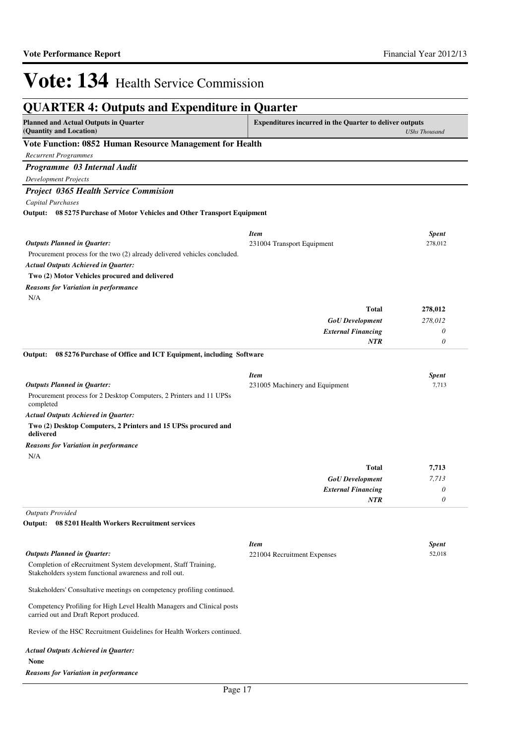# Vote: 134 Health Service Commission

## QUARTER 4: Outputs and Expenditure in Quarter

| **Planned and Actual Outputs in Quarter (Quantity and Location)** | **Expenditures incurred in the Quarter to deliver outputs** *UShs Thousand* |
|---|---|

### Vote Function: 0852 Human Resource Management for Health

*Recurrent Programmes*

### *Programme 03 Internal Audit*

*Development Projects*

### *Project 0365 Health Service Commision*

*Capital Purchases*

**Output: 08 5275 Purchase of Motor Vehicles and Other Transport Equipment**

***Outputs Planned in Quarter:***

Procurement process for the two (2) already delivered vehicles concluded.

***Actual Outputs Achieved in Quarter:***

**Two (2) Motor Vehicles procured and delivered**

***Reasons for Variation in performance***

N/A

| *Item* | *Spent* |
|---|---|
| 231004 Transport Equipment | 278,012 |
| **Total** | **278,012** |
| ***GoU Development*** | *278,012* |
| ***External Financing*** | *0* |
| ***NTR*** | *0* |

**Output: 08 5276 Purchase of Office and ICT Equipment, including Software**

***Outputs Planned in Quarter:***

Procurement process for 2 Desktop Computers, 2 Printers and 11 UPSs completed

***Actual Outputs Achieved in Quarter:***

**Two (2) Desktop Computers, 2 Printers and 15 UPSs procured and delivered**

***Reasons for Variation in performance***

N/A

| *Item* | *Spent* |
|---|---|
| 231005 Machinery and Equipment | 7,713 |
| **Total** | **7,713** |
| ***GoU Development*** | *7,713* |
| ***External Financing*** | *0* |
| ***NTR*** | *0* |

*Outputs Provided*

**Output: 08 5201 Health Workers Recruitment services**

***Outputs Planned in Quarter:***

Completion of eRecruitment System development, Staff Training, Stakeholders system functional awareness and roll out.

Stakeholders' Consultative meetings on competency profiling continued.

Competency Profiling for High Level Health Managers and Clinical posts carried out and Draft Report produced.

Review of the HSC Recruitment Guidelines for Health Workers continued.

***Actual Outputs Achieved in Quarter:***

**None**

***Reasons for Variation in performance***

| *Item* | *Spent* |
|---|---|
| 221004 Recruitment Expenses | 52,018 |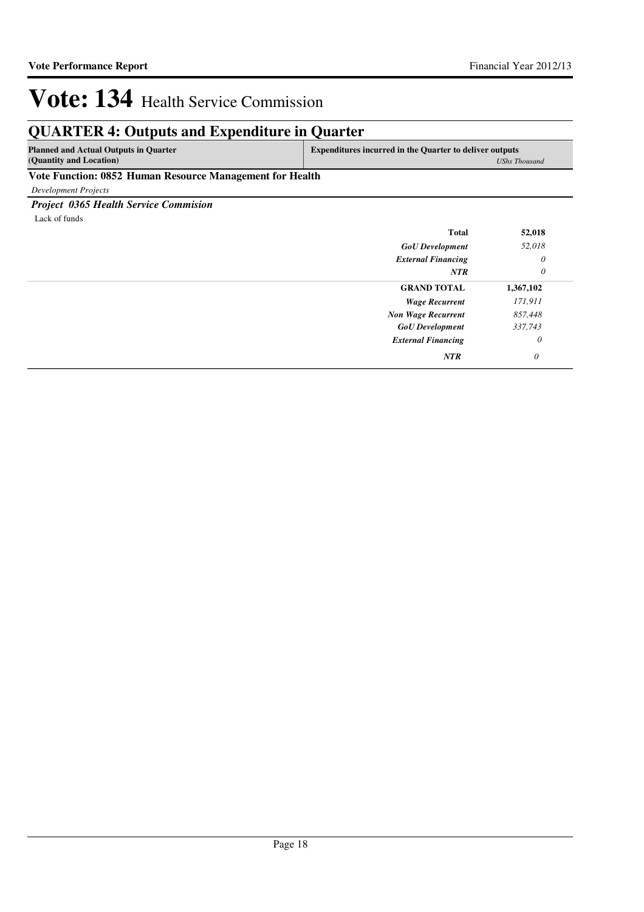# Vote: 134 Health Service Commission

## QUARTER 4: Outputs and Expenditure in Quarter

| Planned and Actual Outputs in Quarter (Quantity and Location) | Expenditures incurred in the Quarter to deliver outputs | *UShs Thousand* |
|---|---|---|

### Vote Function: 0852 Human Resource Management for Health

*Development Projects*

#### *Project 0365 Health Service Commision*

Lack of funds

| | | |
|---|---|---|
| | **Total** | **52,018** |
| | ***GoU Development*** | *52,018* |
| | ***External Financing*** | *0* |
| | ***NTR*** | *0* |
| | **GRAND TOTAL** | **1,367,102** |
| | ***Wage Recurrent*** | *171,911* |
| | ***Non Wage Recurrent*** | *857,448* |
| | ***GoU Development*** | *337,743* |
| | ***External Financing*** | *0* |
| | ***NTR*** | *0* |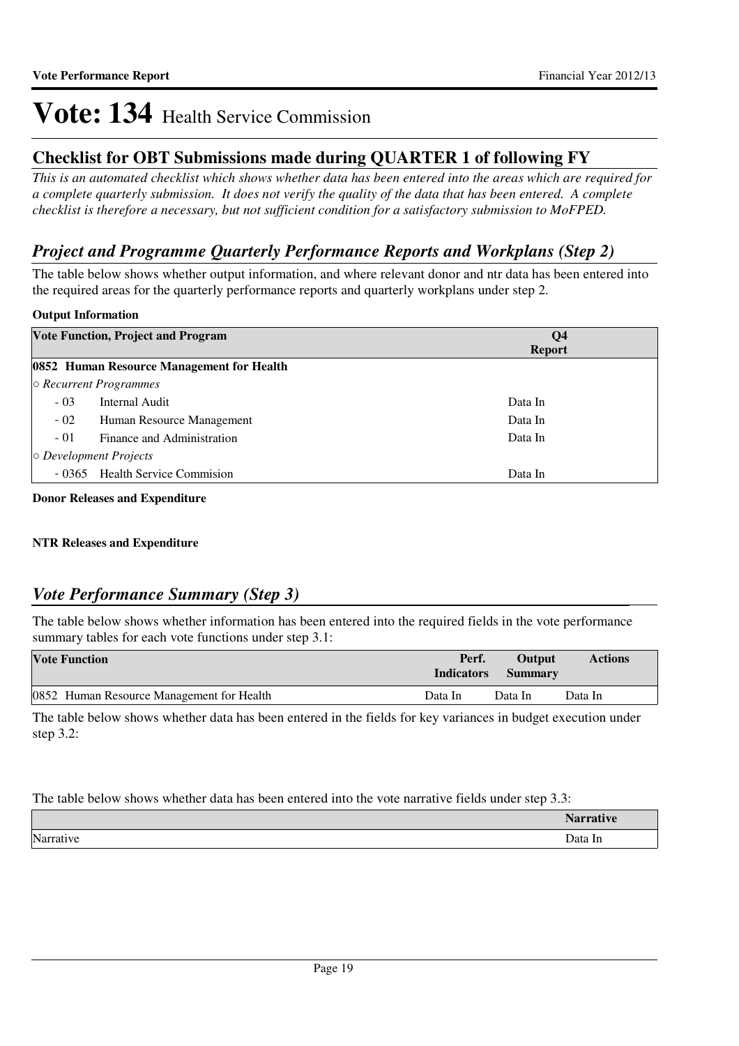# Vote: 134 Health Service Commission

## Checklist for OBT Submissions made during QUARTER 1 of following FY

*This is an automated checklist which shows whether data has been entered into the areas which are required for a complete quarterly submission. It does not verify the quality of the data that has been entered. A complete checklist is therefore a necessary, but not sufficient condition for a satisfactory submission to MoFPED.*

## *Project and Programme Quarterly Performance Reports and Workplans (Step 2)*

The table below shows whether output information, and where relevant donor and ntr data has been entered into the required areas for the quarterly performance reports and quarterly workplans under step 2.

**Output Information**

| Vote Function, Project and Program | | Q4 Report |
|---|---|---|
| **0852 Human Resource Management for Health** | | |
| ○ *Recurrent Programmes* | | |
| - 03 | Internal Audit | Data In |
| - 02 | Human Resource Management | Data In |
| - 01 | Finance and Administration | Data In |
| ○ *Development Projects* | | |
| - 0365 | Health Service Commision | Data In |

**Donor Releases and Expenditure**

**NTR Releases and Expenditure**

## *Vote Performance Summary (Step 3)*

The table below shows whether information has been entered into the required fields in the vote performance summary tables for each vote functions under step 3.1:

| Vote Function | Perf. Indicators | Output Summary | Actions |
|---|---|---|---|
| 0852 Human Resource Management for Health | Data In | Data In | Data In |

The table below shows whether data has been entered in the fields for key variances in budget execution under step 3.2:

The table below shows whether data has been entered into the vote narrative fields under step 3.3:

| | Narrative |
|---|---|
| Narrative | Data In |